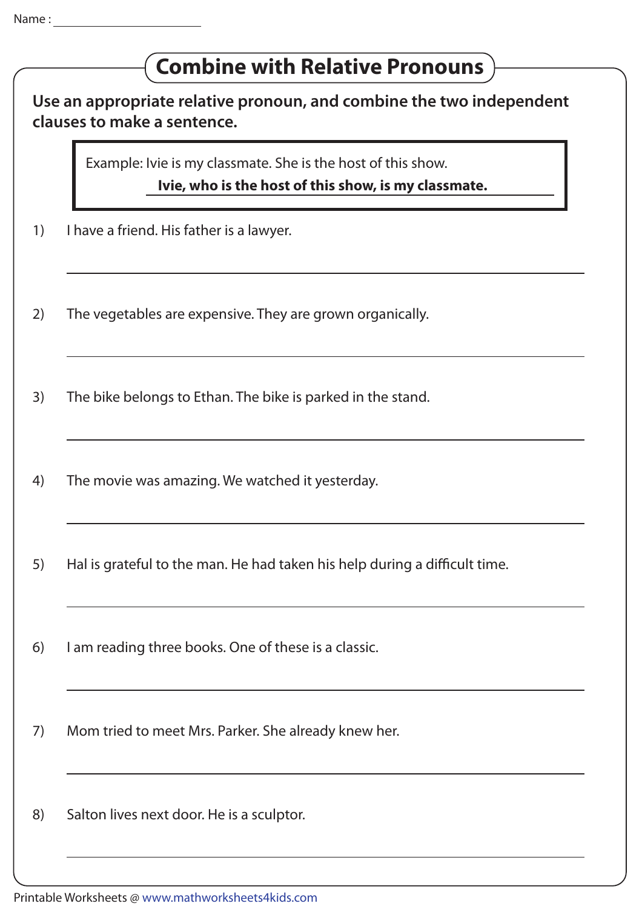Name : ______________________

# Combine with Relative Pronouns

**Use an appropriate relative pronoun, and combine the two independent clauses to make a sentence.**

> Example: Ivie is my classmate. She is the host of this show.
>
> **Ivie, who is the host of this show, is my classmate.**

1) I have a friend. His father is a lawyer.

_______________________________________________

2) The vegetables are expensive. They are grown organically.

_______________________________________________

3) The bike belongs to Ethan. The bike is parked in the stand.

_______________________________________________

4) The movie was amazing. We watched it yesterday.

_______________________________________________

5) Hal is grateful to the man. He had taken his help during a difficult time.

_______________________________________________

6) I am reading three books. One of these is a classic.

_______________________________________________

7) Mom tried to meet Mrs. Parker. She already knew her.

_______________________________________________

8) Salton lives next door. He is a sculptor.

_______________________________________________

Printable Worksheets @ www.mathworksheets4kids.com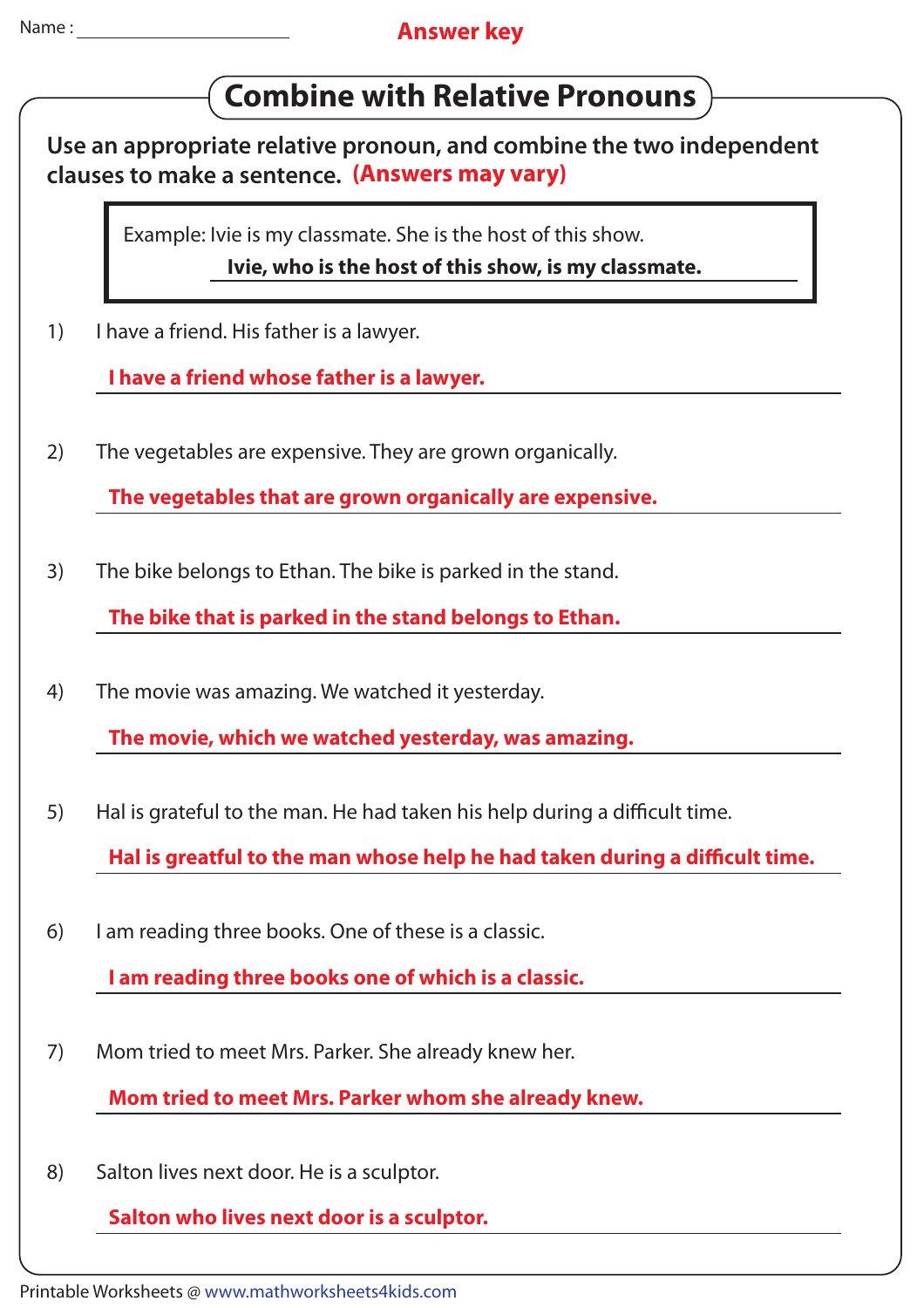Name : ______________________

**Answer key**

# Combine with Relative Pronouns

**Use an appropriate relative pronoun, and combine the two independent clauses to make a sentence.** **(Answers may vary)**

> Example: Ivie is my classmate. She is the host of this show.
>
> **Ivie, who is the host of this show, is my classmate.**

1) I have a friend. His father is a lawyer.

   **I have a friend whose father is a lawyer.**

2) The vegetables are expensive. They are grown organically.

   **The vegetables that are grown organically are expensive.**

3) The bike belongs to Ethan. The bike is parked in the stand.

   **The bike that is parked in the stand belongs to Ethan.**

4) The movie was amazing. We watched it yesterday.

   **The movie, which we watched yesterday, was amazing.**

5) Hal is grateful to the man. He had taken his help during a difficult time.

   **Hal is greatful to the man whose help he had taken during a difficult time.**

6) I am reading three books. One of these is a classic.

   **I am reading three books one of which is a classic.**

7) Mom tried to meet Mrs. Parker. She already knew her.

   **Mom tried to meet Mrs. Parker whom she already knew.**

8) Salton lives next door. He is a sculptor.

   **Salton who lives next door is a sculptor.**

Printable Worksheets @ www.mathworksheets4kids.com